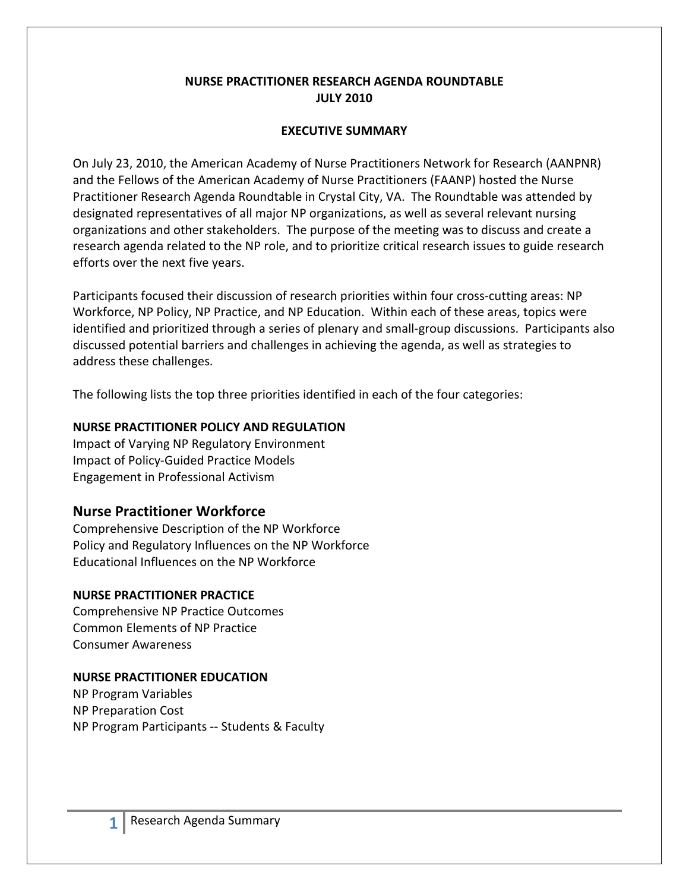# NURSE PRACTITIONER RESEARCH AGENDA ROUNDTABLE
# JULY 2010

## EXECUTIVE SUMMARY

On July 23, 2010, the American Academy of Nurse Practitioners Network for Research (AANPNR) and the Fellows of the American Academy of Nurse Practitioners (FAANP) hosted the Nurse Practitioner Research Agenda Roundtable in Crystal City, VA. The Roundtable was attended by designated representatives of all major NP organizations, as well as several relevant nursing organizations and other stakeholders. The purpose of the meeting was to discuss and create a research agenda related to the NP role, and to prioritize critical research issues to guide research efforts over the next five years.

Participants focused their discussion of research priorities within four cross-cutting areas: NP Workforce, NP Policy, NP Practice, and NP Education. Within each of these areas, topics were identified and prioritized through a series of plenary and small-group discussions. Participants also discussed potential barriers and challenges in achieving the agenda, as well as strategies to address these challenges.

The following lists the top three priorities identified in each of the four categories:

**NURSE PRACTITIONER POLICY AND REGULATION**

Impact of Varying NP Regulatory Environment
Impact of Policy-Guided Practice Models
Engagement in Professional Activism

### Nurse Practitioner Workforce

Comprehensive Description of the NP Workforce
Policy and Regulatory Influences on the NP Workforce
Educational Influences on the NP Workforce

**NURSE PRACTITIONER PRACTICE**

Comprehensive NP Practice Outcomes
Common Elements of NP Practice
Consumer Awareness

**NURSE PRACTITIONER EDUCATION**

NP Program Variables
NP Preparation Cost
NP Program Participants -- Students & Faculty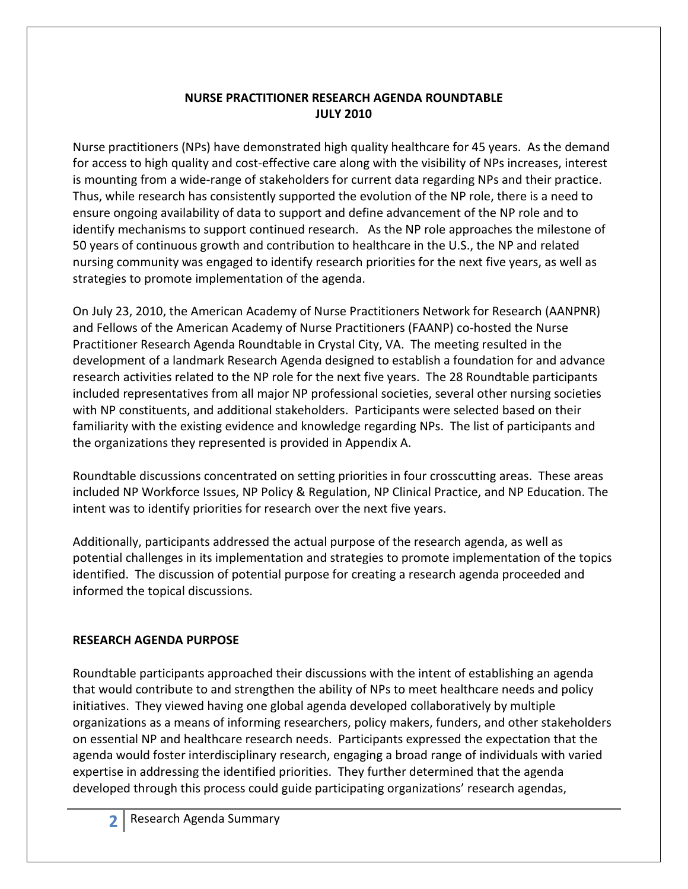**NURSE PRACTITIONER RESEARCH AGENDA ROUNDTABLE**
**JULY 2010**

Nurse practitioners (NPs) have demonstrated high quality healthcare for 45 years. As the demand for access to high quality and cost-effective care along with the visibility of NPs increases, interest is mounting from a wide-range of stakeholders for current data regarding NPs and their practice. Thus, while research has consistently supported the evolution of the NP role, there is a need to ensure ongoing availability of data to support and define advancement of the NP role and to identify mechanisms to support continued research. As the NP role approaches the milestone of 50 years of continuous growth and contribution to healthcare in the U.S., the NP and related nursing community was engaged to identify research priorities for the next five years, as well as strategies to promote implementation of the agenda.

On July 23, 2010, the American Academy of Nurse Practitioners Network for Research (AANPNR) and Fellows of the American Academy of Nurse Practitioners (FAANP) co-hosted the Nurse Practitioner Research Agenda Roundtable in Crystal City, VA. The meeting resulted in the development of a landmark Research Agenda designed to establish a foundation for and advance research activities related to the NP role for the next five years. The 28 Roundtable participants included representatives from all major NP professional societies, several other nursing societies with NP constituents, and additional stakeholders. Participants were selected based on their familiarity with the existing evidence and knowledge regarding NPs. The list of participants and the organizations they represented is provided in Appendix A.

Roundtable discussions concentrated on setting priorities in four crosscutting areas. These areas included NP Workforce Issues, NP Policy & Regulation, NP Clinical Practice, and NP Education. The intent was to identify priorities for research over the next five years.

Additionally, participants addressed the actual purpose of the research agenda, as well as potential challenges in its implementation and strategies to promote implementation of the topics identified. The discussion of potential purpose for creating a research agenda proceeded and informed the topical discussions.

## RESEARCH AGENDA PURPOSE

Roundtable participants approached their discussions with the intent of establishing an agenda that would contribute to and strengthen the ability of NPs to meet healthcare needs and policy initiatives. They viewed having one global agenda developed collaboratively by multiple organizations as a means of informing researchers, policy makers, funders, and other stakeholders on essential NP and healthcare research needs. Participants expressed the expectation that the agenda would foster interdisciplinary research, engaging a broad range of individuals with varied expertise in addressing the identified priorities. They further determined that the agenda developed through this process could guide participating organizations' research agendas,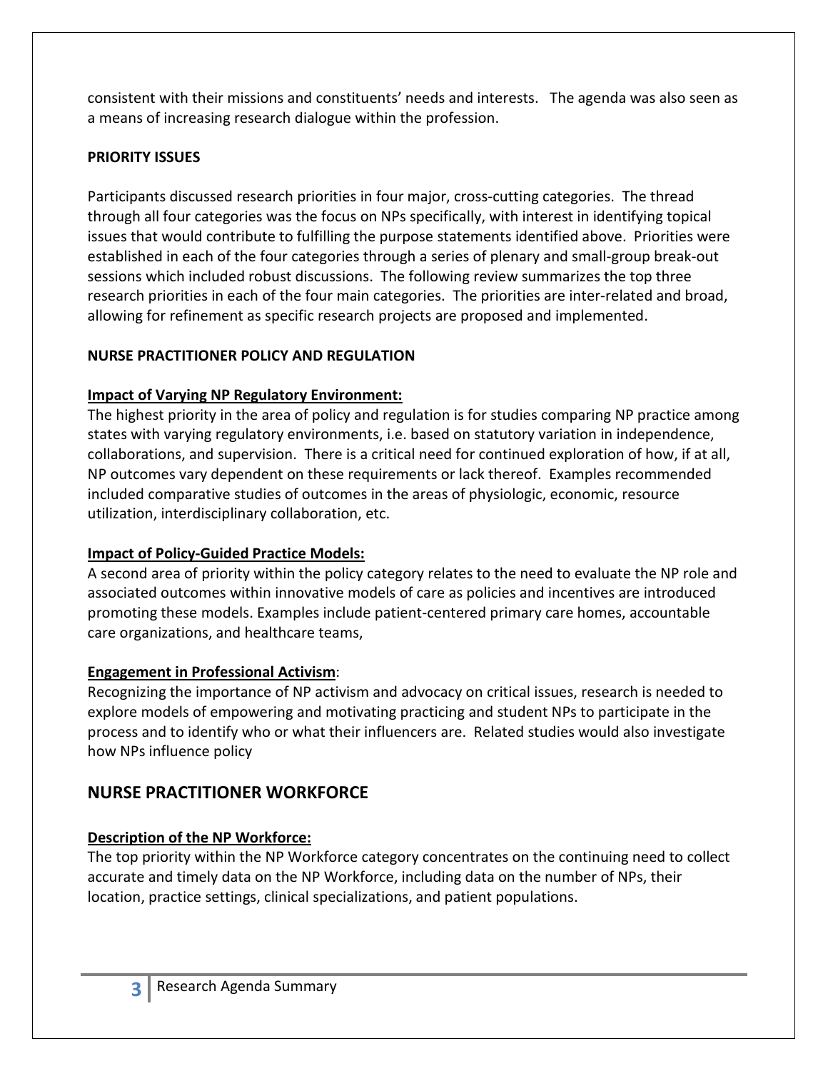consistent with their missions and constituents' needs and interests. The agenda was also seen as a means of increasing research dialogue within the profession.

**PRIORITY ISSUES**

Participants discussed research priorities in four major, cross-cutting categories. The thread through all four categories was the focus on NPs specifically, with interest in identifying topical issues that would contribute to fulfilling the purpose statements identified above. Priorities were established in each of the four categories through a series of plenary and small-group break-out sessions which included robust discussions. The following review summarizes the top three research priorities in each of the four main categories. The priorities are inter-related and broad, allowing for refinement as specific research projects are proposed and implemented.

**NURSE PRACTITIONER POLICY AND REGULATION**

**Impact of Varying NP Regulatory Environment:**
The highest priority in the area of policy and regulation is for studies comparing NP practice among states with varying regulatory environments, i.e. based on statutory variation in independence, collaborations, and supervision. There is a critical need for continued exploration of how, if at all, NP outcomes vary dependent on these requirements or lack thereof. Examples recommended included comparative studies of outcomes in the areas of physiologic, economic, resource utilization, interdisciplinary collaboration, etc.

**Impact of Policy-Guided Practice Models:**
A second area of priority within the policy category relates to the need to evaluate the NP role and associated outcomes within innovative models of care as policies and incentives are introduced promoting these models. Examples include patient-centered primary care homes, accountable care organizations, and healthcare teams,

**Engagement in Professional Activism**:
Recognizing the importance of NP activism and advocacy on critical issues, research is needed to explore models of empowering and motivating practicing and student NPs to participate in the process and to identify who or what their influencers are. Related studies would also investigate how NPs influence policy

## NURSE PRACTITIONER WORKFORCE

**Description of the NP Workforce:**
The top priority within the NP Workforce category concentrates on the continuing need to collect accurate and timely data on the NP Workforce, including data on the number of NPs, their location, practice settings, clinical specializations, and patient populations.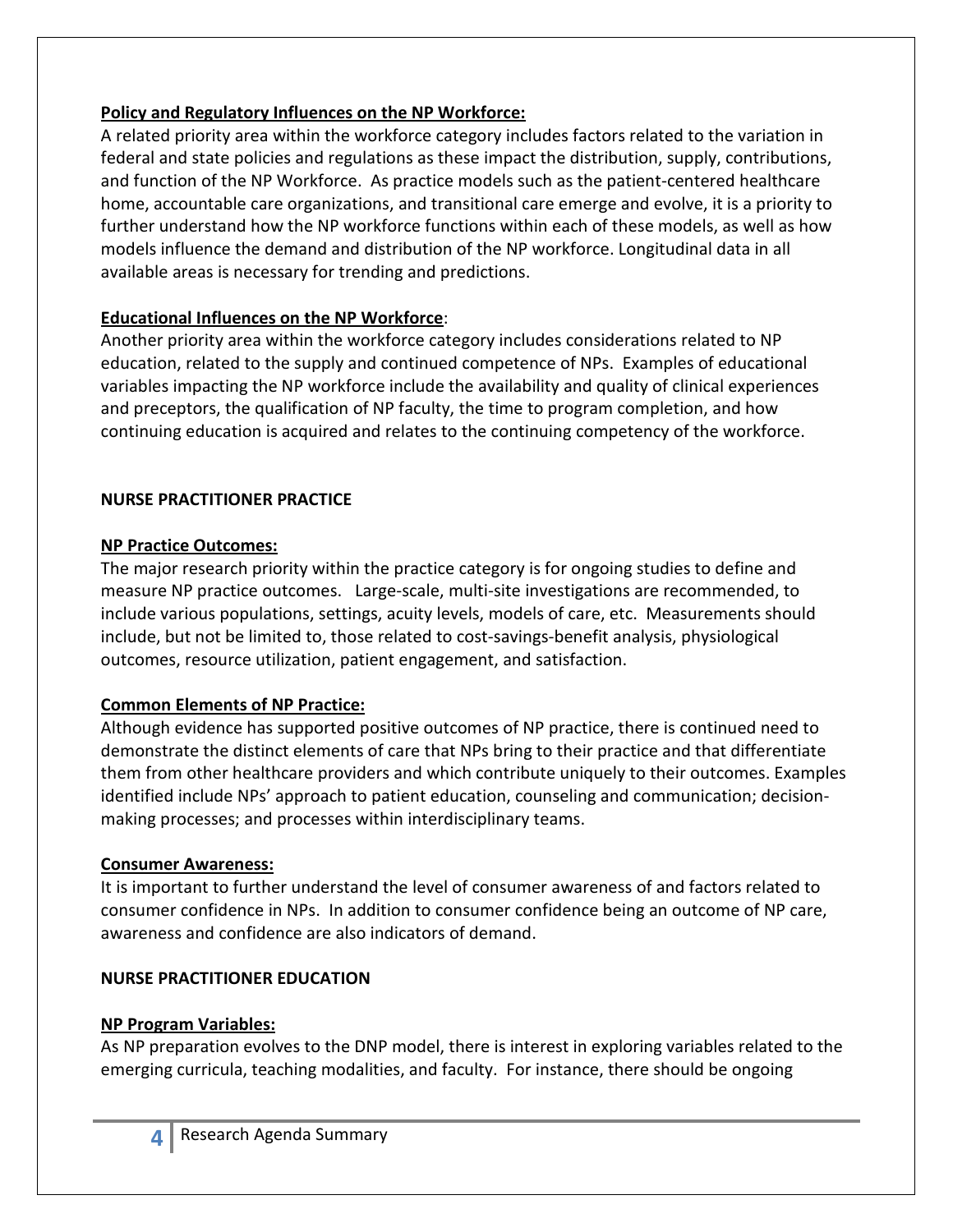**Policy and Regulatory Influences on the NP Workforce:**

A related priority area within the workforce category includes factors related to the variation in federal and state policies and regulations as these impact the distribution, supply, contributions, and function of the NP Workforce. As practice models such as the patient-centered healthcare home, accountable care organizations, and transitional care emerge and evolve, it is a priority to further understand how the NP workforce functions within each of these models, as well as how models influence the demand and distribution of the NP workforce. Longitudinal data in all available areas is necessary for trending and predictions.

**Educational Influences on the NP Workforce**:

Another priority area within the workforce category includes considerations related to NP education, related to the supply and continued competence of NPs. Examples of educational variables impacting the NP workforce include the availability and quality of clinical experiences and preceptors, the qualification of NP faculty, the time to program completion, and how continuing education is acquired and relates to the continuing competency of the workforce.

## NURSE PRACTITIONER PRACTICE

**NP Practice Outcomes:**

The major research priority within the practice category is for ongoing studies to define and measure NP practice outcomes. Large-scale, multi-site investigations are recommended, to include various populations, settings, acuity levels, models of care, etc. Measurements should include, but not be limited to, those related to cost-savings-benefit analysis, physiological outcomes, resource utilization, patient engagement, and satisfaction.

**Common Elements of NP Practice:**

Although evidence has supported positive outcomes of NP practice, there is continued need to demonstrate the distinct elements of care that NPs bring to their practice and that differentiate them from other healthcare providers and which contribute uniquely to their outcomes. Examples identified include NPs' approach to patient education, counseling and communication; decision-making processes; and processes within interdisciplinary teams.

**Consumer Awareness:**

It is important to further understand the level of consumer awareness of and factors related to consumer confidence in NPs. In addition to consumer confidence being an outcome of NP care, awareness and confidence are also indicators of demand.

## NURSE PRACTITIONER EDUCATION

**NP Program Variables:**

As NP preparation evolves to the DNP model, there is interest in exploring variables related to the emerging curricula, teaching modalities, and faculty. For instance, there should be ongoing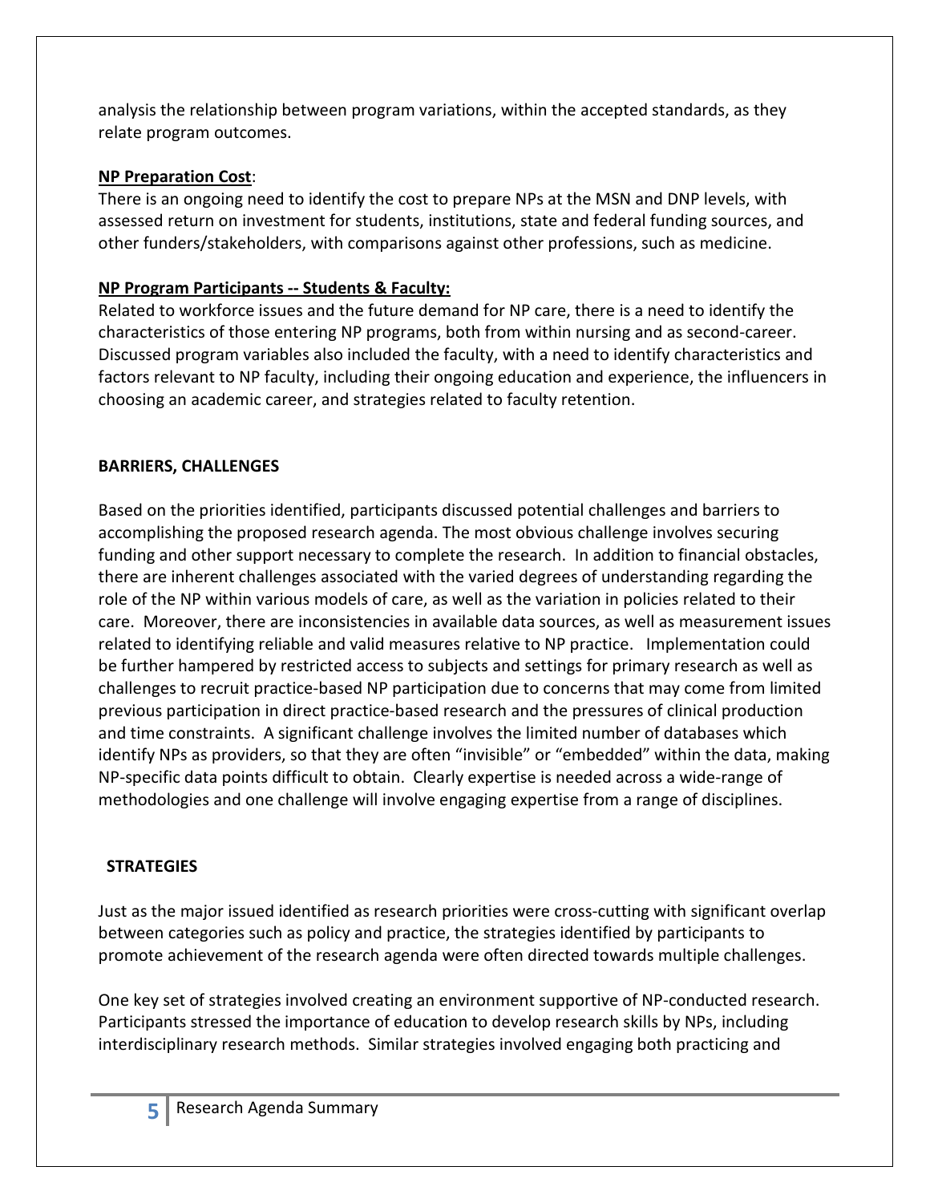analysis the relationship between program variations, within the accepted standards, as they relate program outcomes.

**NP Preparation Cost**:

There is an ongoing need to identify the cost to prepare NPs at the MSN and DNP levels, with assessed return on investment for students, institutions, state and federal funding sources, and other funders/stakeholders, with comparisons against other professions, such as medicine.

**NP Program Participants -- Students & Faculty:**

Related to workforce issues and the future demand for NP care, there is a need to identify the characteristics of those entering NP programs, both from within nursing and as second-career. Discussed program variables also included the faculty, with a need to identify characteristics and factors relevant to NP faculty, including their ongoing education and experience, the influencers in choosing an academic career, and strategies related to faculty retention.

## BARRIERS, CHALLENGES

Based on the priorities identified, participants discussed potential challenges and barriers to accomplishing the proposed research agenda. The most obvious challenge involves securing funding and other support necessary to complete the research. In addition to financial obstacles, there are inherent challenges associated with the varied degrees of understanding regarding the role of the NP within various models of care, as well as the variation in policies related to their care. Moreover, there are inconsistencies in available data sources, as well as measurement issues related to identifying reliable and valid measures relative to NP practice. Implementation could be further hampered by restricted access to subjects and settings for primary research as well as challenges to recruit practice-based NP participation due to concerns that may come from limited previous participation in direct practice-based research and the pressures of clinical production and time constraints. A significant challenge involves the limited number of databases which identify NPs as providers, so that they are often "invisible" or "embedded" within the data, making NP-specific data points difficult to obtain. Clearly expertise is needed across a wide-range of methodologies and one challenge will involve engaging expertise from a range of disciplines.

## STRATEGIES

Just as the major issued identified as research priorities were cross-cutting with significant overlap between categories such as policy and practice, the strategies identified by participants to promote achievement of the research agenda were often directed towards multiple challenges.

One key set of strategies involved creating an environment supportive of NP-conducted research. Participants stressed the importance of education to develop research skills by NPs, including interdisciplinary research methods. Similar strategies involved engaging both practicing and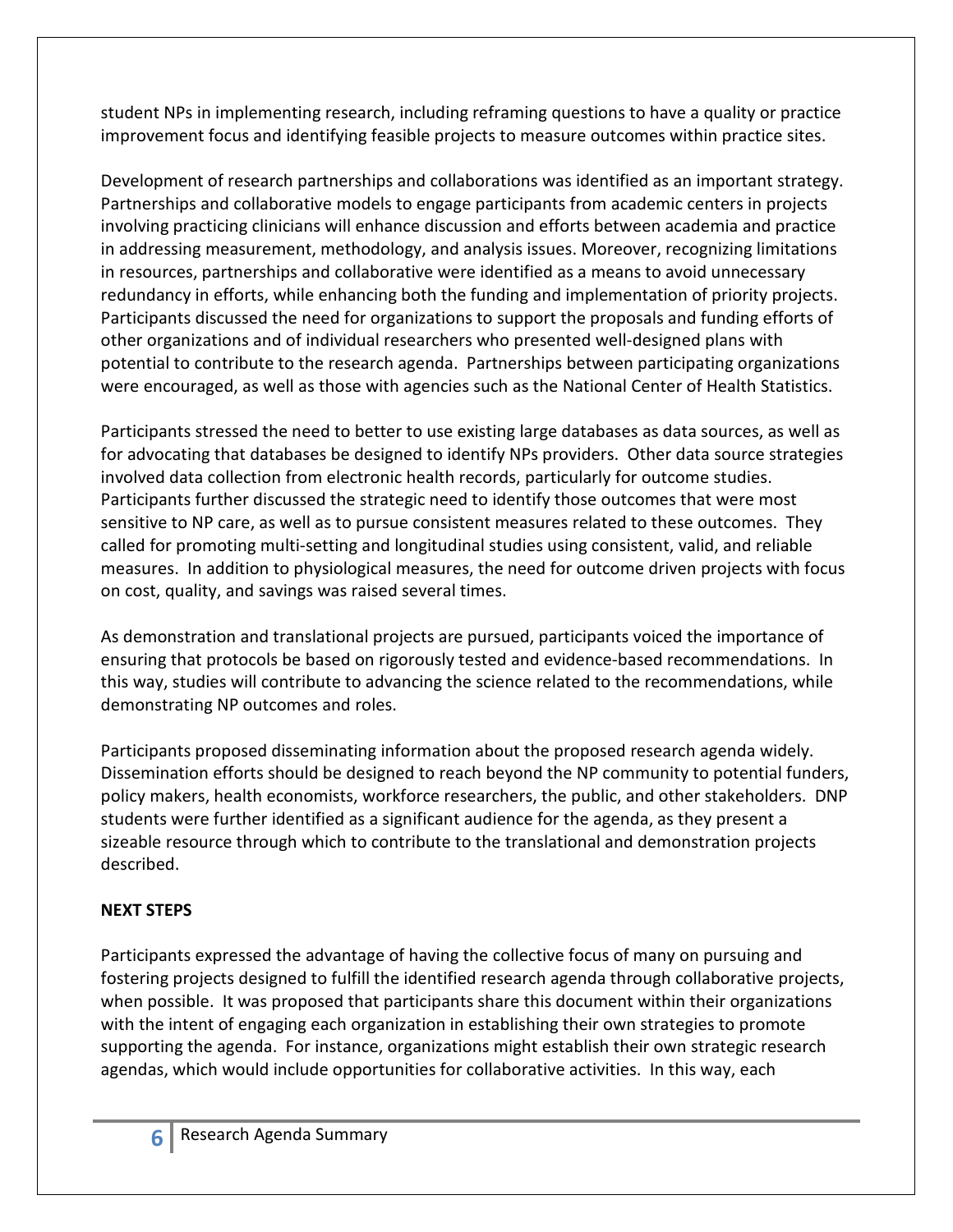student NPs in implementing research, including reframing questions to have a quality or practice improvement focus and identifying feasible projects to measure outcomes within practice sites.

Development of research partnerships and collaborations was identified as an important strategy. Partnerships and collaborative models to engage participants from academic centers in projects involving practicing clinicians will enhance discussion and efforts between academia and practice in addressing measurement, methodology, and analysis issues. Moreover, recognizing limitations in resources, partnerships and collaborative were identified as a means to avoid unnecessary redundancy in efforts, while enhancing both the funding and implementation of priority projects. Participants discussed the need for organizations to support the proposals and funding efforts of other organizations and of individual researchers who presented well-designed plans with potential to contribute to the research agenda. Partnerships between participating organizations were encouraged, as well as those with agencies such as the National Center of Health Statistics.

Participants stressed the need to better to use existing large databases as data sources, as well as for advocating that databases be designed to identify NPs providers. Other data source strategies involved data collection from electronic health records, particularly for outcome studies. Participants further discussed the strategic need to identify those outcomes that were most sensitive to NP care, as well as to pursue consistent measures related to these outcomes. They called for promoting multi-setting and longitudinal studies using consistent, valid, and reliable measures. In addition to physiological measures, the need for outcome driven projects with focus on cost, quality, and savings was raised several times.

As demonstration and translational projects are pursued, participants voiced the importance of ensuring that protocols be based on rigorously tested and evidence-based recommendations. In this way, studies will contribute to advancing the science related to the recommendations, while demonstrating NP outcomes and roles.

Participants proposed disseminating information about the proposed research agenda widely. Dissemination efforts should be designed to reach beyond the NP community to potential funders, policy makers, health economists, workforce researchers, the public, and other stakeholders. DNP students were further identified as a significant audience for the agenda, as they present a sizeable resource through which to contribute to the translational and demonstration projects described.

**NEXT STEPS**

Participants expressed the advantage of having the collective focus of many on pursuing and fostering projects designed to fulfill the identified research agenda through collaborative projects, when possible. It was proposed that participants share this document within their organizations with the intent of engaging each organization in establishing their own strategies to promote supporting the agenda. For instance, organizations might establish their own strategic research agendas, which would include opportunities for collaborative activities. In this way, each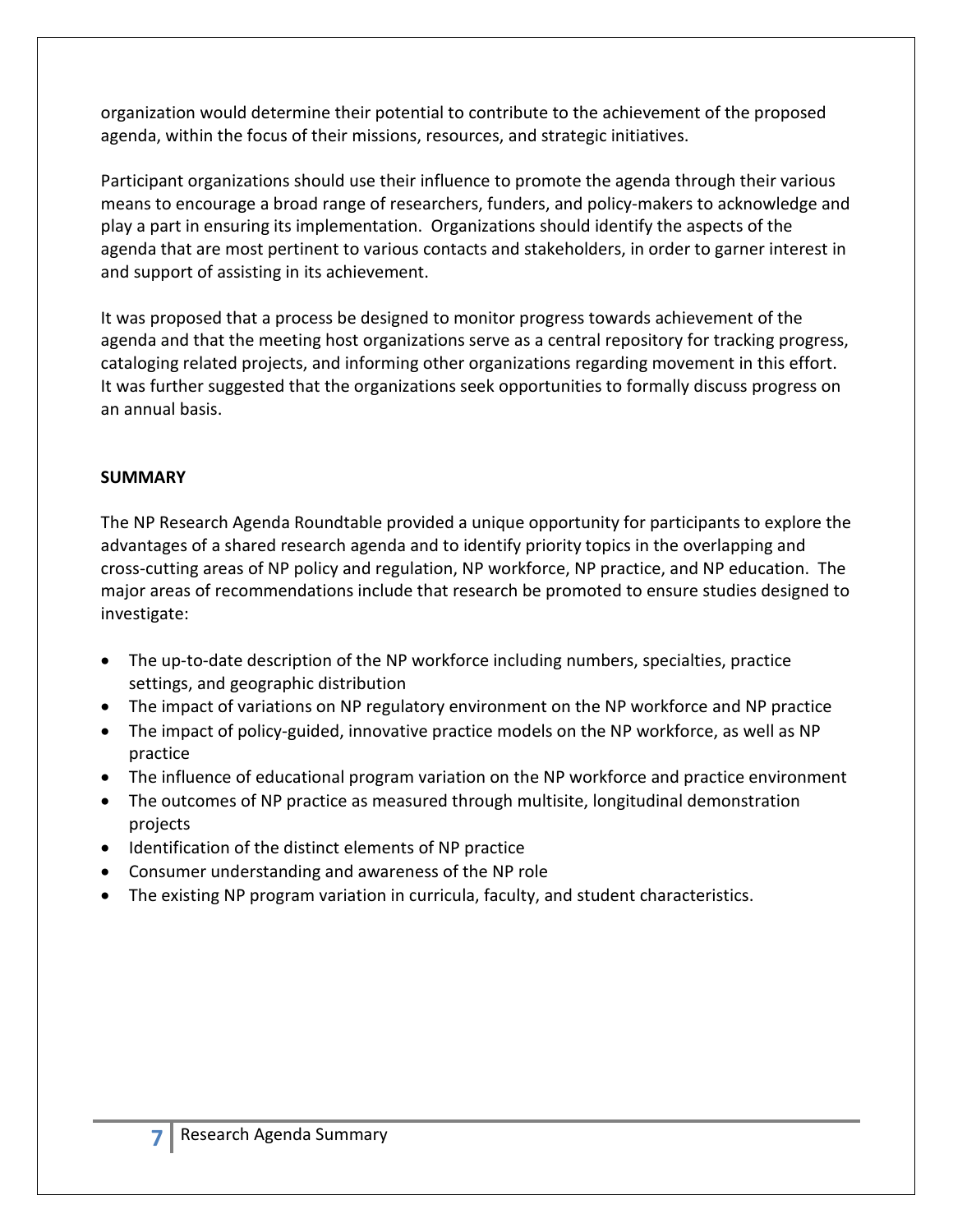organization would determine their potential to contribute to the achievement of the proposed agenda, within the focus of their missions, resources, and strategic initiatives.

Participant organizations should use their influence to promote the agenda through their various means to encourage a broad range of researchers, funders, and policy-makers to acknowledge and play a part in ensuring its implementation. Organizations should identify the aspects of the agenda that are most pertinent to various contacts and stakeholders, in order to garner interest in and support of assisting in its achievement.

It was proposed that a process be designed to monitor progress towards achievement of the agenda and that the meeting host organizations serve as a central repository for tracking progress, cataloging related projects, and informing other organizations regarding movement in this effort. It was further suggested that the organizations seek opportunities to formally discuss progress on an annual basis.

**SUMMARY**

The NP Research Agenda Roundtable provided a unique opportunity for participants to explore the advantages of a shared research agenda and to identify priority topics in the overlapping and cross-cutting areas of NP policy and regulation, NP workforce, NP practice, and NP education. The major areas of recommendations include that research be promoted to ensure studies designed to investigate:

- The up-to-date description of the NP workforce including numbers, specialties, practice settings, and geographic distribution
- The impact of variations on NP regulatory environment on the NP workforce and NP practice
- The impact of policy-guided, innovative practice models on the NP workforce, as well as NP practice
- The influence of educational program variation on the NP workforce and practice environment
- The outcomes of NP practice as measured through multisite, longitudinal demonstration projects
- Identification of the distinct elements of NP practice
- Consumer understanding and awareness of the NP role
- The existing NP program variation in curricula, faculty, and student characteristics.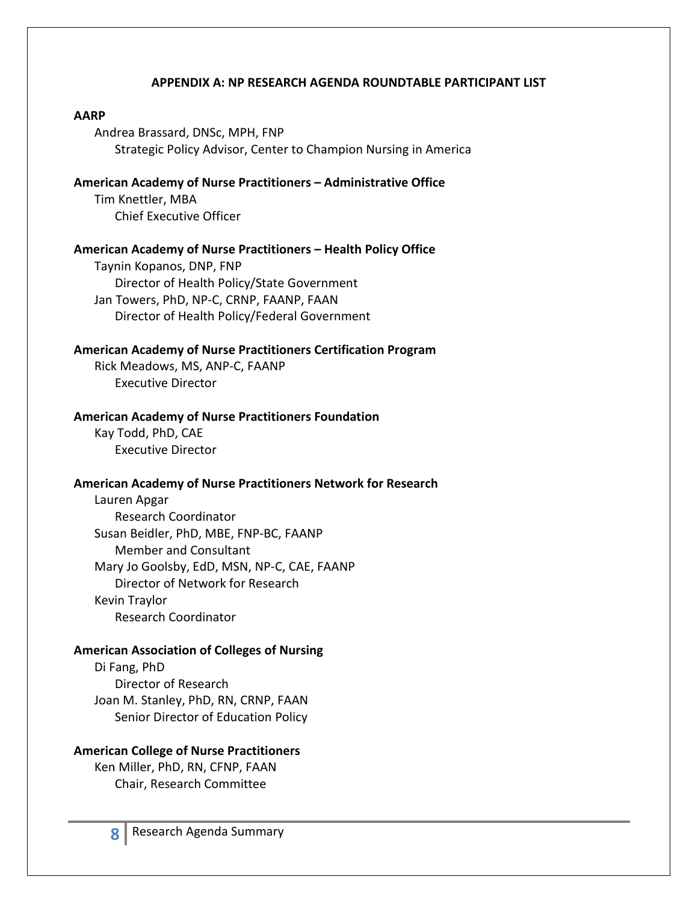## APPENDIX A: NP RESEARCH AGENDA ROUNDTABLE PARTICIPANT LIST

**AARP**

Andrea Brassard, DNSc, MPH, FNP
Strategic Policy Advisor, Center to Champion Nursing in America

**American Academy of Nurse Practitioners – Administrative Office**

Tim Knettler, MBA
Chief Executive Officer

**American Academy of Nurse Practitioners – Health Policy Office**

Taynin Kopanos, DNP, FNP
Director of Health Policy/State Government

Jan Towers, PhD, NP-C, CRNP, FAANP, FAAN
Director of Health Policy/Federal Government

**American Academy of Nurse Practitioners Certification Program**

Rick Meadows, MS, ANP-C, FAANP
Executive Director

**American Academy of Nurse Practitioners Foundation**

Kay Todd, PhD, CAE
Executive Director

**American Academy of Nurse Practitioners Network for Research**

Lauren Apgar
Research Coordinator

Susan Beidler, PhD, MBE, FNP-BC, FAANP
Member and Consultant

Mary Jo Goolsby, EdD, MSN, NP-C, CAE, FAANP
Director of Network for Research

Kevin Traylor
Research Coordinator

**American Association of Colleges of Nursing**

Di Fang, PhD
Director of Research

Joan M. Stanley, PhD, RN, CRNP, FAAN
Senior Director of Education Policy

**American College of Nurse Practitioners**

Ken Miller, PhD, RN, CFNP, FAAN
Chair, Research Committee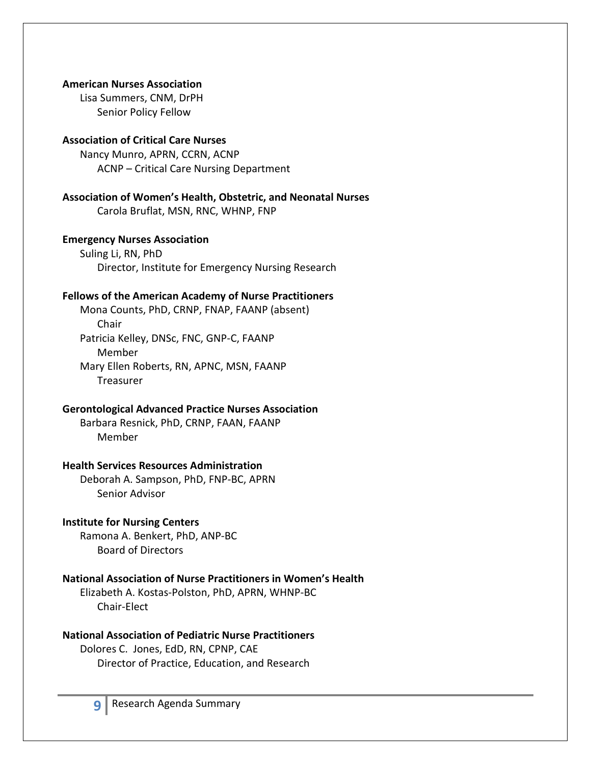**American Nurses Association**

Lisa Summers, CNM, DrPH
Senior Policy Fellow

**Association of Critical Care Nurses**

Nancy Munro, APRN, CCRN, ACNP
ACNP – Critical Care Nursing Department

**Association of Women's Health, Obstetric, and Neonatal Nurses**

Carola Bruflat, MSN, RNC, WHNP, FNP

**Emergency Nurses Association**

Suling Li, RN, PhD
Director, Institute for Emergency Nursing Research

**Fellows of the American Academy of Nurse Practitioners**

Mona Counts, PhD, CRNP, FNAP, FAANP (absent)
Chair

Patricia Kelley, DNSc, FNC, GNP-C, FAANP
Member

Mary Ellen Roberts, RN, APNC, MSN, FAANP
Treasurer

**Gerontological Advanced Practice Nurses Association**

Barbara Resnick, PhD, CRNP, FAAN, FAANP
Member

**Health Services Resources Administration**

Deborah A. Sampson, PhD, FNP-BC, APRN
Senior Advisor

**Institute for Nursing Centers**

Ramona A. Benkert, PhD, ANP-BC
Board of Directors

**National Association of Nurse Practitioners in Women's Health**

Elizabeth A. Kostas-Polston, PhD, APRN, WHNP-BC
Chair-Elect

**National Association of Pediatric Nurse Practitioners**

Dolores C. Jones, EdD, RN, CPNP, CAE
Director of Practice, Education, and Research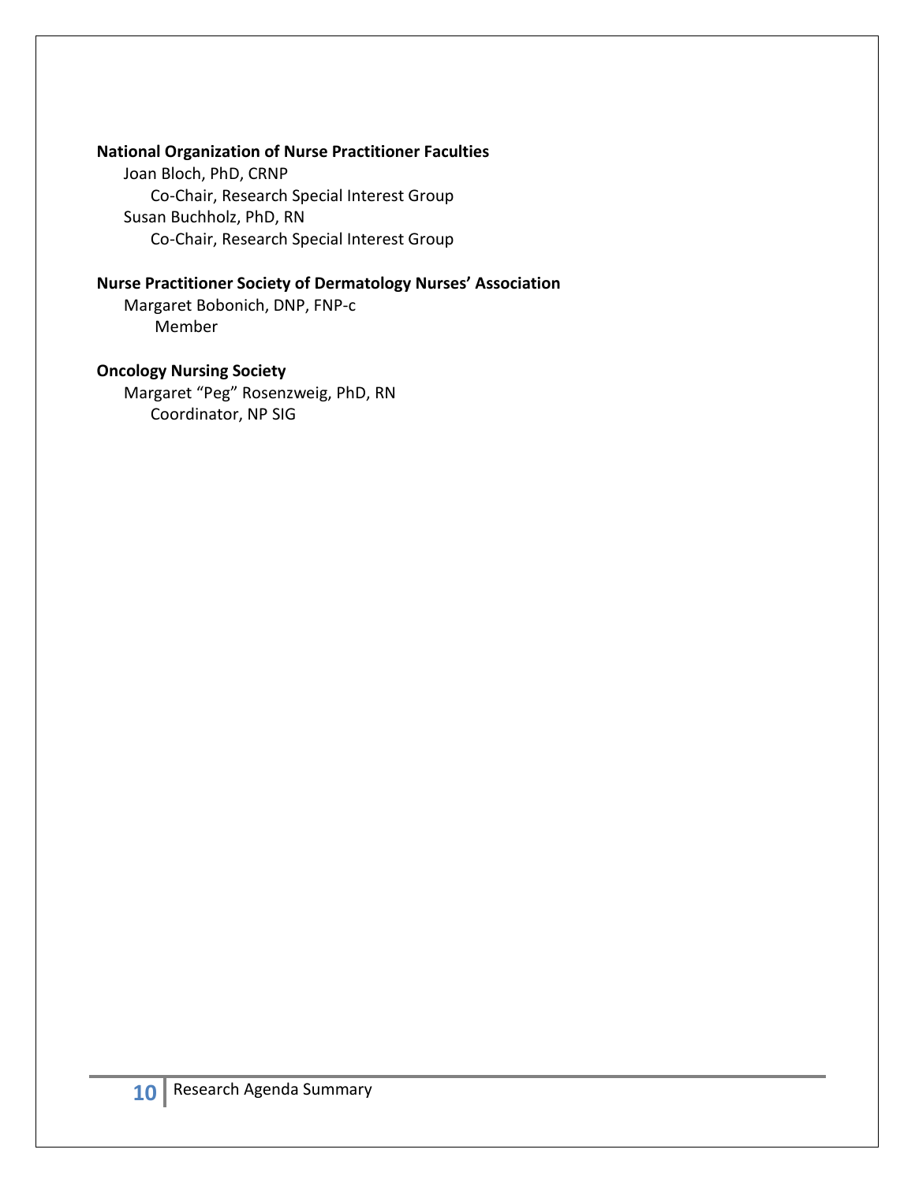**National Organization of Nurse Practitioner Faculties**

Joan Bloch, PhD, CRNP
Co-Chair, Research Special Interest Group

Susan Buchholz, PhD, RN
Co-Chair, Research Special Interest Group

**Nurse Practitioner Society of Dermatology Nurses' Association**

Margaret Bobonich, DNP, FNP-c
Member

**Oncology Nursing Society**

Margaret "Peg" Rosenzweig, PhD, RN
Coordinator, NP SIG